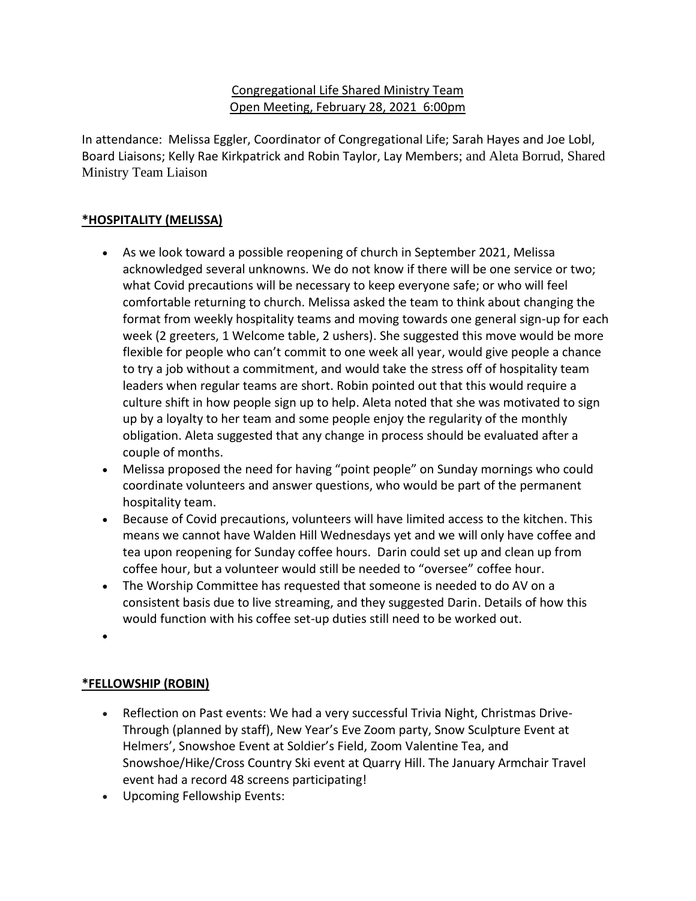Congregational Life Shared Ministry Team
Open Meeting, February 28, 2021 6:00pm

In attendance: Melissa Eggler, Coordinator of Congregational Life; Sarah Hayes and Joe Lobl, Board Liaisons; Kelly Rae Kirkpatrick and Robin Taylor, Lay Members; and Aleta Borrud, Shared Ministry Team Liaison

## *HOSPITALITY (MELISSA)

- As we look toward a possible reopening of church in September 2021, Melissa acknowledged several unknowns. We do not know if there will be one service or two; what Covid precautions will be necessary to keep everyone safe; or who will feel comfortable returning to church. Melissa asked the team to think about changing the format from weekly hospitality teams and moving towards one general sign-up for each week (2 greeters, 1 Welcome table, 2 ushers). She suggested this move would be more flexible for people who can't commit to one week all year, would give people a chance to try a job without a commitment, and would take the stress off of hospitality team leaders when regular teams are short. Robin pointed out that this would require a culture shift in how people sign up to help. Aleta noted that she was motivated to sign up by a loyalty to her team and some people enjoy the regularity of the monthly obligation. Aleta suggested that any change in process should be evaluated after a couple of months.
- Melissa proposed the need for having "point people" on Sunday mornings who could coordinate volunteers and answer questions, who would be part of the permanent hospitality team.
- Because of Covid precautions, volunteers will have limited access to the kitchen. This means we cannot have Walden Hill Wednesdays yet and we will only have coffee and tea upon reopening for Sunday coffee hours. Darin could set up and clean up from coffee hour, but a volunteer would still be needed to "oversee" coffee hour.
- The Worship Committee has requested that someone is needed to do AV on a consistent basis due to live streaming, and they suggested Darin. Details of how this would function with his coffee set-up duties still need to be worked out.

## *FELLOWSHIP (ROBIN)

- Reflection on Past events: We had a very successful Trivia Night, Christmas Drive-Through (planned by staff), New Year's Eve Zoom party, Snow Sculpture Event at Helmers', Snowshoe Event at Soldier's Field, Zoom Valentine Tea, and Snowshoe/Hike/Cross Country Ski event at Quarry Hill. The January Armchair Travel event had a record 48 screens participating!
- Upcoming Fellowship Events: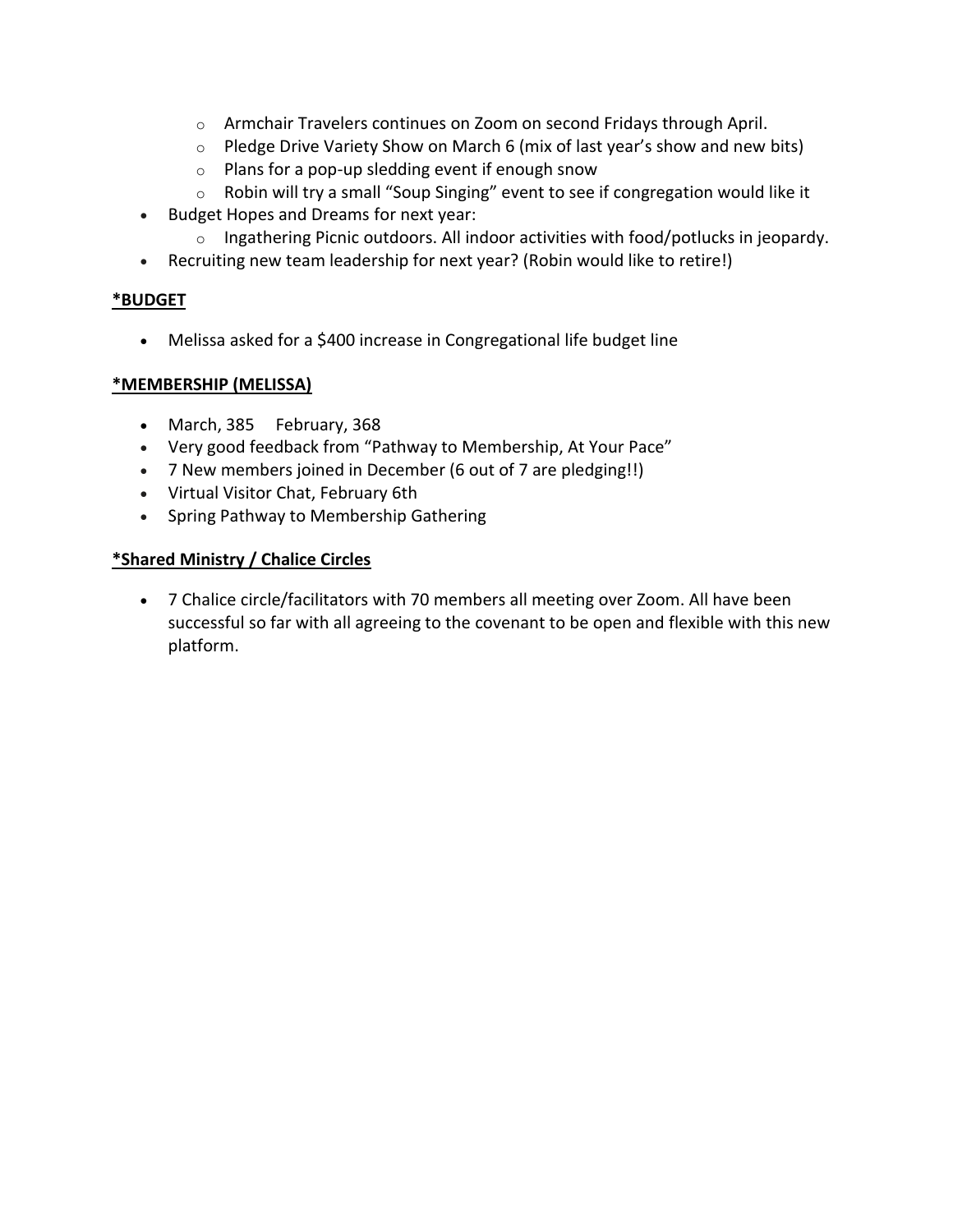- Armchair Travelers continues on Zoom on second Fridays through April.
  - Pledge Drive Variety Show on March 6 (mix of last year's show and new bits)
  - Plans for a pop-up sledding event if enough snow
  - Robin will try a small "Soup Singing" event to see if congregation would like it
- Budget Hopes and Dreams for next year:
  - Ingathering Picnic outdoors. All indoor activities with food/potlucks in jeopardy.
- Recruiting new team leadership for next year? (Robin would like to retire!)

**<u>*BUDGET</u>**

- Melissa asked for a $400 increase in Congregational life budget line

**<u>*MEMBERSHIP (MELISSA)</u>**

- March, 385 February, 368
- Very good feedback from "Pathway to Membership, At Your Pace"
- 7 New members joined in December (6 out of 7 are pledging!!)
- Virtual Visitor Chat, February 6th
- Spring Pathway to Membership Gathering

**<u>*Shared Ministry / Chalice Circles</u>**

- 7 Chalice circle/facilitators with 70 members all meeting over Zoom. All have been successful so far with all agreeing to the covenant to be open and flexible with this new platform.